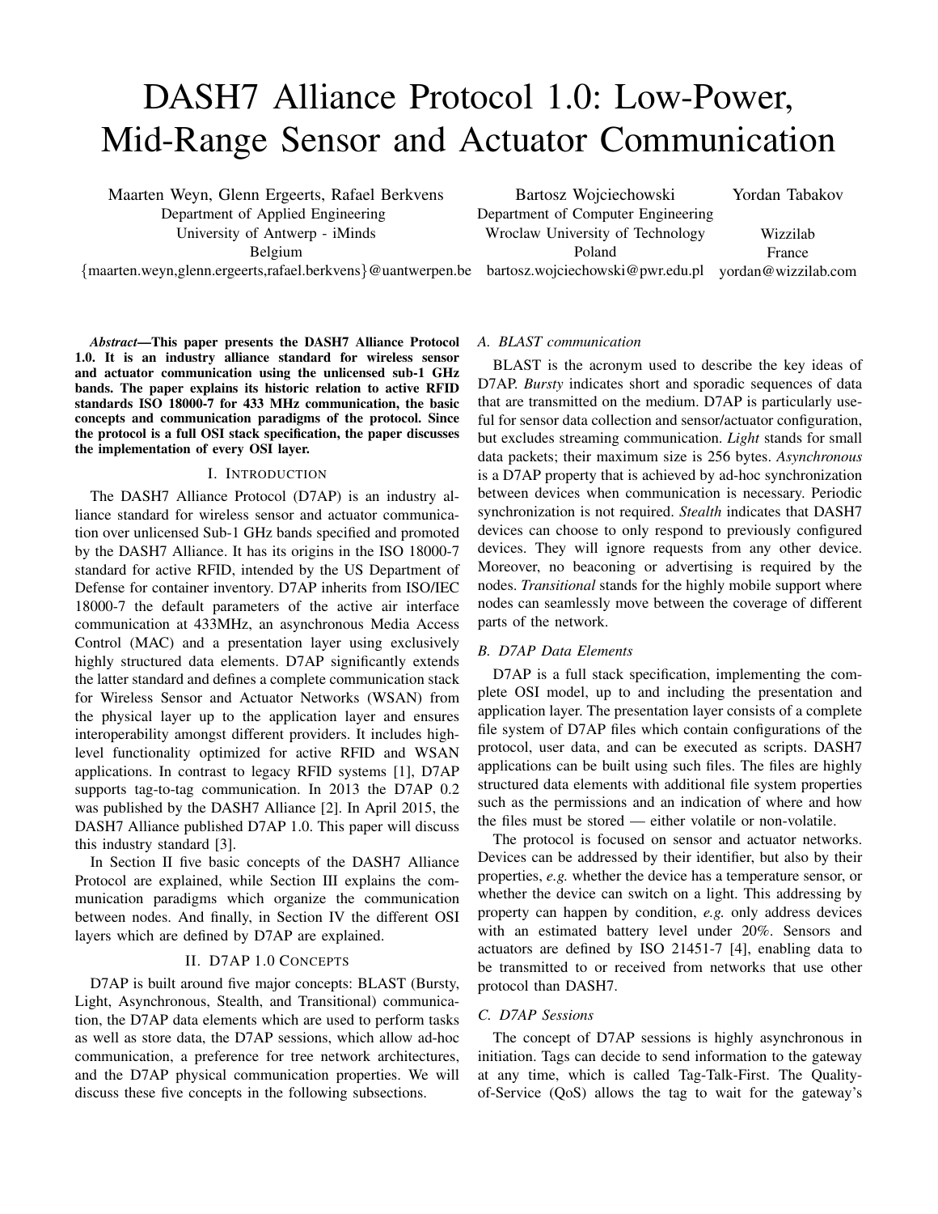# DASH7 Alliance Protocol 1.0: Low-Power, Mid-Range Sensor and Actuator Communication

Maarten Weyn, Glenn Ergeerts, Rafael Berkvens
Department of Applied Engineering
University of Antwerp - iMinds
Belgium
{maarten.weyn,glenn.ergeerts,rafael.berkvens}@uantwerpen.be

Bartosz Wojciechowski
Department of Computer Engineering
Wroclaw University of Technology
Poland
bartosz.wojciechowski@pwr.edu.pl

Yordan Tabakov
Wizzilab
France
yordan@wizzilab.com

***Abstract*—This paper presents the DASH7 Alliance Protocol 1.0. It is an industry alliance standard for wireless sensor and actuator communication using the unlicensed sub-1 GHz bands. The paper explains its historic relation to active RFID standards ISO 18000-7 for 433 MHz communication, the basic concepts and communication paradigms of the protocol. Since the protocol is a full OSI stack specification, the paper discusses the implementation of every OSI layer.**

## I. Introduction

The DASH7 Alliance Protocol (D7AP) is an industry alliance standard for wireless sensor and actuator communication over unlicensed Sub-1 GHz bands specified and promoted by the DASH7 Alliance. It has its origins in the ISO 18000-7 standard for active RFID, intended by the US Department of Defense for container inventory. D7AP inherits from ISO/IEC 18000-7 the default parameters of the active air interface communication at 433MHz, an asynchronous Media Access Control (MAC) and a presentation layer using exclusively highly structured data elements. D7AP significantly extends the latter standard and defines a complete communication stack for Wireless Sensor and Actuator Networks (WSAN) from the physical layer up to the application layer and ensures interoperability amongst different providers. It includes high-level functionality optimized for active RFID and WSAN applications. In contrast to legacy RFID systems [1], D7AP supports tag-to-tag communication. In 2013 the D7AP 0.2 was published by the DASH7 Alliance [2]. In April 2015, the DASH7 Alliance published D7AP 1.0. This paper will discuss this industry standard [3].

In Section II five basic concepts of the DASH7 Alliance Protocol are explained, while Section III explains the communication paradigms which organize the communication between nodes. And finally, in Section IV the different OSI layers which are defined by D7AP are explained.

## II. D7AP 1.0 Concepts

D7AP is built around five major concepts: BLAST (Bursty, Light, Asynchronous, Stealth, and Transitional) communication, the D7AP data elements which are used to perform tasks as well as store data, the D7AP sessions, which allow ad-hoc communication, a preference for tree network architectures, and the D7AP physical communication properties. We will discuss these five concepts in the following subsections.

### A. BLAST communication

BLAST is the acronym used to describe the key ideas of D7AP. *Bursty* indicates short and sporadic sequences of data that are transmitted on the medium. D7AP is particularly useful for sensor data collection and sensor/actuator configuration, but excludes streaming communication. *Light* stands for small data packets; their maximum size is 256 bytes. *Asynchronous* is a D7AP property that is achieved by ad-hoc synchronization between devices when communication is necessary. Periodic synchronization is not required. *Stealth* indicates that DASH7 devices can choose to only respond to previously configured devices. They will ignore requests from any other device. Moreover, no beaconing or advertising is required by the nodes. *Transitional* stands for the highly mobile support where nodes can seamlessly move between the coverage of different parts of the network.

### B. D7AP Data Elements

D7AP is a full stack specification, implementing the complete OSI model, up to and including the presentation and application layer. The presentation layer consists of a complete file system of D7AP files which contain configurations of the protocol, user data, and can be executed as scripts. DASH7 applications can be built using such files. The files are highly structured data elements with additional file system properties such as the permissions and an indication of where and how the files must be stored — either volatile or non-volatile.

The protocol is focused on sensor and actuator networks. Devices can be addressed by their identifier, but also by their properties, *e.g.* whether the device has a temperature sensor, or whether the device can switch on a light. This addressing by property can happen by condition, *e.g.* only address devices with an estimated battery level under 20%. Sensors and actuators are defined by ISO 21451-7 [4], enabling data to be transmitted to or received from networks that use other protocol than DASH7.

### C. D7AP Sessions

The concept of D7AP sessions is highly asynchronous in initiation. Tags can decide to send information to the gateway at any time, which is called Tag-Talk-First. The Quality-of-Service (QoS) allows the tag to wait for the gateway's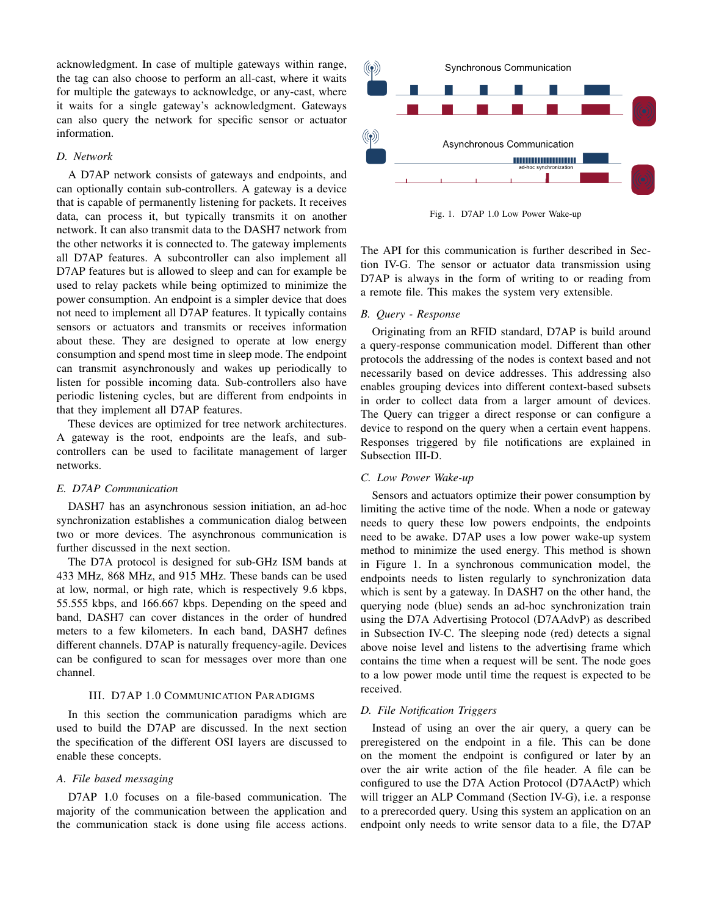acknowledgment. In case of multiple gateways within range, the tag can also choose to perform an all-cast, where it waits for multiple the gateways to acknowledge, or any-cast, where it waits for a single gateway's acknowledgment. Gateways can also query the network for specific sensor or actuator information.

### D. Network

A D7AP network consists of gateways and endpoints, and can optionally contain sub-controllers. A gateway is a device that is capable of permanently listening for packets. It receives data, can process it, but typically transmits it on another network. It can also transmit data to the DASH7 network from the other networks it is connected to. The gateway implements all D7AP features. A subcontroller can also implement all D7AP features but is allowed to sleep and can for example be used to relay packets while being optimized to minimize the power consumption. An endpoint is a simpler device that does not need to implement all D7AP features. It typically contains sensors or actuators and transmits or receives information about these. They are designed to operate at low energy consumption and spend most time in sleep mode. The endpoint can transmit asynchronously and wakes up periodically to listen for possible incoming data. Sub-controllers also have periodic listening cycles, but are different from endpoints in that they implement all D7AP features.

These devices are optimized for tree network architectures. A gateway is the root, endpoints are the leafs, and sub-controllers can be used to facilitate management of larger networks.

### E. D7AP Communication

DASH7 has an asynchronous session initiation, an ad-hoc synchronization establishes a communication dialog between two or more devices. The asynchronous communication is further discussed in the next section.

The D7A protocol is designed for sub-GHz ISM bands at 433 MHz, 868 MHz, and 915 MHz. These bands can be used at low, normal, or high rate, which is respectively 9.6 kbps, 55.555 kbps, and 166.667 kbps. Depending on the speed and band, DASH7 can cover distances in the order of hundred meters to a few kilometers. In each band, DASH7 defines different channels. D7AP is naturally frequency-agile. Devices can be configured to scan for messages over more than one channel.

## III. D7AP 1.0 Communication Paradigms

In this section the communication paradigms which are used to build the D7AP are discussed. In the next section the specification of the different OSI layers are discussed to enable these concepts.

### A. File based messaging

D7AP 1.0 focuses on a file-based communication. The majority of the communication between the application and the communication stack is done using file access actions. The API for this communication is further described in Section IV-G. The sensor or actuator data transmission using D7AP is always in the form of writing to or reading from a remote file. This makes the system very extensible.

Fig. 1. D7AP 1.0 Low Power Wake-up

### B. Query - Response

Originating from an RFID standard, D7AP is build around a query-response communication model. Different than other protocols the addressing of the nodes is context based and not necessarily based on device addresses. This addressing also enables grouping devices into different context-based subsets in order to collect data from a larger amount of devices. The Query can trigger a direct response or can configure a device to respond on the query when a certain event happens. Responses triggered by file notifications are explained in Subsection III-D.

### C. Low Power Wake-up

Sensors and actuators optimize their power consumption by limiting the active time of the node. When a node or gateway needs to query these low powers endpoints, the endpoints need to be awake. D7AP uses a low power wake-up system method to minimize the used energy. This method is shown in Figure 1. In a synchronous communication model, the endpoints needs to listen regularly to synchronization data which is sent by a gateway. In DASH7 on the other hand, the querying node (blue) sends an ad-hoc synchronization train using the D7A Advertising Protocol (D7AAdvP) as described in Subsection IV-C. The sleeping node (red) detects a signal above noise level and listens to the advertising frame which contains the time when a request will be sent. The node goes to a low power mode until time the request is expected to be received.

### D. File Notification Triggers

Instead of using an over the air query, a query can be preregistered on the endpoint in a file. This can be done on the moment the endpoint is configured or later by an over the air write action of the file header. A file can be configured to use the D7A Action Protocol (D7AActP) which will trigger an ALP Command (Section IV-G), i.e. a response to a prerecorded query. Using this system an application on an endpoint only needs to write sensor data to a file, the D7AP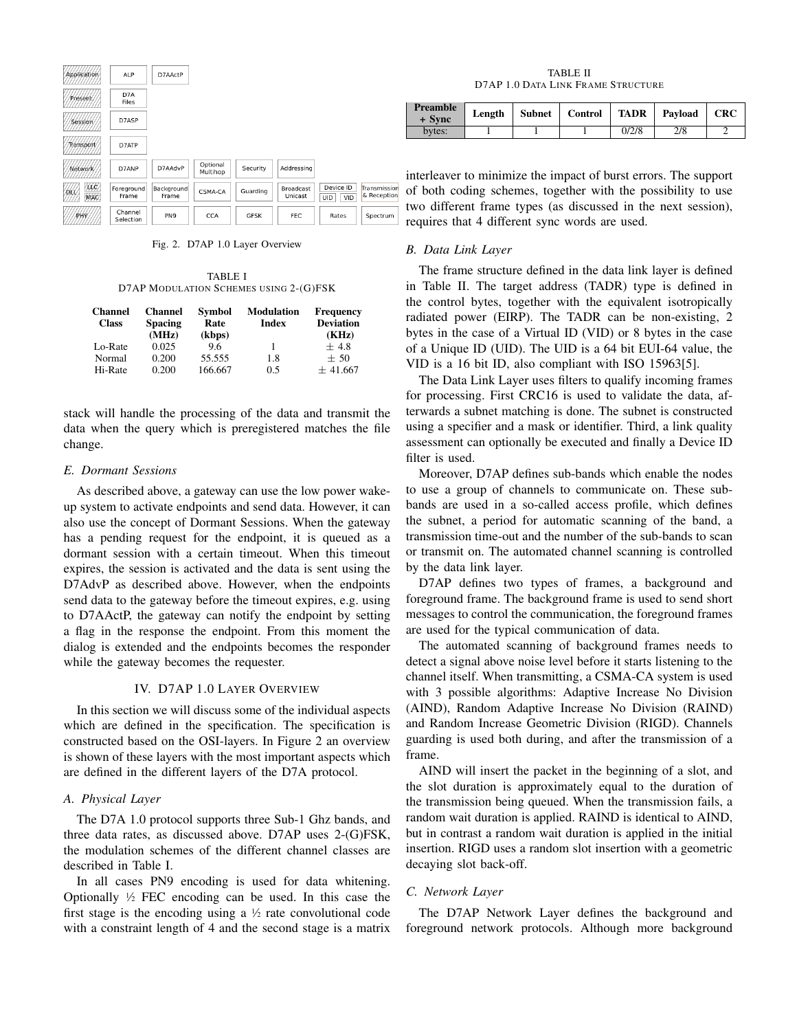Fig. 2. D7AP 1.0 Layer Overview

TABLE I
D7AP MODULATION SCHEMES USING 2-(G)FSK

| Channel Class | Channel Spacing (MHz) | Symbol Rate (kbps) | Modulation Index | Frequency Deviation (KHz) |
|---|---|---|---|---|
| Lo-Rate | 0.025 | 9.6 | 1 | ± 4.8 |
| Normal | 0.200 | 55.555 | 1.8 | ± 50 |
| Hi-Rate | 0.200 | 166.667 | 0.5 | ± 41.667 |

stack will handle the processing of the data and transmit the data when the query which is preregistered matches the file change.

### E. Dormant Sessions

As described above, a gateway can use the low power wake-up system to activate endpoints and send data. However, it can also use the concept of Dormant Sessions. When the gateway has a pending request for the endpoint, it is queued as a dormant session with a certain timeout. When this timeout expires, the session is activated and the data is sent using the D7AdvP as described above. However, when the endpoints send data to the gateway before the timeout expires, e.g. using to D7AActP, the gateway can notify the endpoint by setting a flag in the response the endpoint. From this moment the dialog is extended and the endpoints becomes the responder while the gateway becomes the requester.

## IV. D7AP 1.0 LAYER OVERVIEW

In this section we will discuss some of the individual aspects which are defined in the specification. The specification is constructed based on the OSI-layers. In Figure 2 an overview is shown of these layers with the most important aspects which are defined in the different layers of the D7A protocol.

### A. Physical Layer

The D7A 1.0 protocol supports three Sub-1 Ghz bands, and three data rates, as discussed above. D7AP uses 2-(G)FSK, the modulation schemes of the different channel classes are described in Table I.

In all cases PN9 encoding is used for data whitening. Optionally ½ FEC encoding can be used. In this case the first stage is the encoding using a ½ rate convolutional code with a constraint length of 4 and the second stage is a matrix interleaver to minimize the impact of burst errors. The support of both coding schemes, together with the possibility to use two different frame types (as discussed in the next session), requires that 4 different sync words are used.

TABLE II
D7AP 1.0 DATA LINK FRAME STRUCTURE

| Preamble + Sync | Length | Subnet | Control | TADR | Payload | CRC |
|---|---|---|---|---|---|---|
| bytes: | 1 | 1 | 1 | 0/2/8 | 2/8 | 2 |

### B. Data Link Layer

The frame structure defined in the data link layer is defined in Table II. The target address (TADR) type is defined in the control bytes, together with the equivalent isotropically radiated power (EIRP). The TADR can be non-existing, 2 bytes in the case of a Virtual ID (VID) or 8 bytes in the case of a Unique ID (UID). The UID is a 64 bit EUI-64 value, the VID is a 16 bit ID, also compliant with ISO 15963[5].

The Data Link Layer uses filters to qualify incoming frames for processing. First CRC16 is used to validate the data, afterwards a subnet matching is done. The subnet is constructed using a specifier and a mask or identifier. Third, a link quality assessment can optionally be executed and finally a Device ID filter is used.

Moreover, D7AP defines sub-bands which enable the nodes to use a group of channels to communicate on. These sub-bands are used in a so-called access profile, which defines the subnet, a period for automatic scanning of the band, a transmission time-out and the number of the sub-bands to scan or transmit on. The automated channel scanning is controlled by the data link layer.

D7AP defines two types of frames, a background and foreground frame. The background frame is used to send short messages to control the communication, the foreground frames are used for the typical communication of data.

The automated scanning of background frames needs to detect a signal above noise level before it starts listening to the channel itself. When transmitting, a CSMA-CA system is used with 3 possible algorithms: Adaptive Increase No Division (AIND), Random Adaptive Increase No Division (RAIND) and Random Increase Geometric Division (RIGD). Channels guarding is used both during, and after the transmission of a frame.

AIND will insert the packet in the beginning of a slot, and the slot duration is approximately equal to the duration of the transmission being queued. When the transmission fails, a random wait duration is applied. RAIND is identical to AIND, but in contrast a random wait duration is applied in the initial insertion. RIGD uses a random slot insertion with a geometric decaying slot back-off.

### C. Network Layer

The D7AP Network Layer defines the background and foreground network protocols. Although more background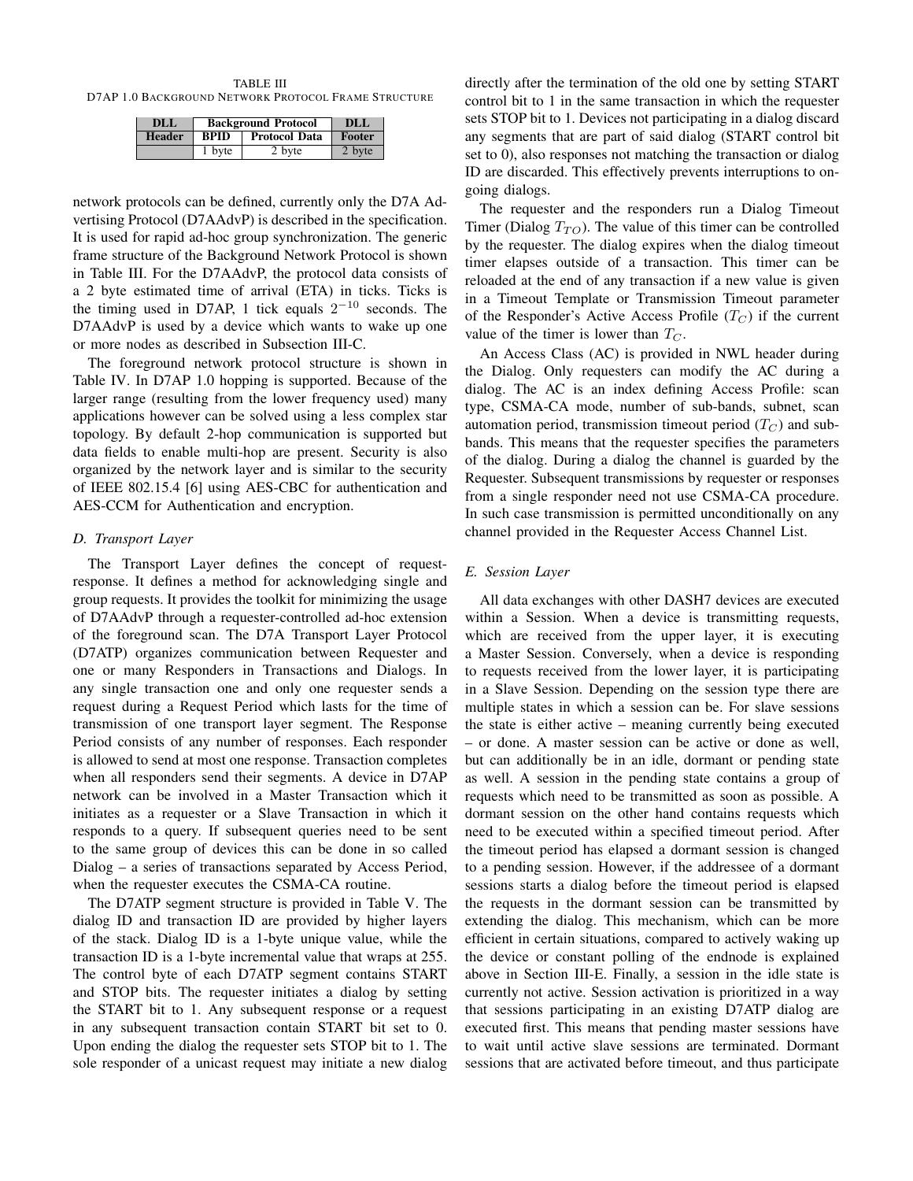TABLE III
D7AP 1.0 Background Network Protocol Frame Structure

| DLL | Background Protocol | | DLL |
|---|---|---|---|
| Header | BPID | Protocol Data | Footer |
| | 1 byte | 2 byte | 2 byte |

network protocols can be defined, currently only the D7A Advertising Protocol (D7AAdvP) is described in the specification. It is used for rapid ad-hoc group synchronization. The generic frame structure of the Background Network Protocol is shown in Table III. For the D7AAdvP, the protocol data consists of a 2 byte estimated time of arrival (ETA) in ticks. Ticks is the timing used in D7AP, 1 tick equals $2^{-10}$ seconds. The D7AAdvP is used by a device which wants to wake up one or more nodes as described in Subsection III-C.

The foreground network protocol structure is shown in Table IV. In D7AP 1.0 hopping is supported. Because of the larger range (resulting from the lower frequency used) many applications however can be solved using a less complex star topology. By default 2-hop communication is supported but data fields to enable multi-hop are present. Security is also organized by the network layer and is similar to the security of IEEE 802.15.4 [6] using AES-CBC for authentication and AES-CCM for Authentication and encryption.

### D. Transport Layer

The Transport Layer defines the concept of request-response. It defines a method for acknowledging single and group requests. It provides the toolkit for minimizing the usage of D7AAdvP through a requester-controlled ad-hoc extension of the foreground scan. The D7A Transport Layer Protocol (D7ATP) organizes communication between Requester and one or many Responders in Transactions and Dialogs. In any single transaction one and only one requester sends a request during a Request Period which lasts for the time of transmission of one transport layer segment. The Response Period consists of any number of responses. Each responder is allowed to send at most one response. Transaction completes when all responders send their segments. A device in D7AP network can be involved in a Master Transaction which it initiates as a requester or a Slave Transaction in which it responds to a query. If subsequent queries need to be sent to the same group of devices this can be done in so called Dialog – a series of transactions separated by Access Period, when the requester executes the CSMA-CA routine.

The D7ATP segment structure is provided in Table V. The dialog ID and transaction ID are provided by higher layers of the stack. Dialog ID is a 1-byte unique value, while the transaction ID is a 1-byte incremental value that wraps at 255. The control byte of each D7ATP segment contains START and STOP bits. The requester initiates a dialog by setting the START bit to 1. Any subsequent response or a request in any subsequent transaction contain START bit set to 0. Upon ending the dialog the requester sets STOP bit to 1. The sole responder of a unicast request may initiate a new dialog directly after the termination of the old one by setting START control bit to 1 in the same transaction in which the requester sets STOP bit to 1. Devices not participating in a dialog discard any segments that are part of said dialog (START control bit set to 0), also responses not matching the transaction or dialog ID are discarded. This effectively prevents interruptions to on-going dialogs.

The requester and the responders run a Dialog Timeout Timer (Dialog $T_{TO}$). The value of this timer can be controlled by the requester. The dialog expires when the dialog timeout timer elapses outside of a transaction. This timer can be reloaded at the end of any transaction if a new value is given in a Timeout Template or Transmission Timeout parameter of the Responder's Active Access Profile ($T_C$) if the current value of the timer is lower than $T_C$.

An Access Class (AC) is provided in NWL header during the Dialog. Only requesters can modify the AC during a dialog. The AC is an index defining Access Profile: scan type, CSMA-CA mode, number of sub-bands, subnet, scan automation period, transmission timeout period ($T_C$) and sub-bands. This means that the requester specifies the parameters of the dialog. During a dialog the channel is guarded by the Requester. Subsequent transmissions by requester or responses from a single responder need not use CSMA-CA procedure. In such case transmission is permitted unconditionally on any channel provided in the Requester Access Channel List.

### E. Session Layer

All data exchanges with other DASH7 devices are executed within a Session. When a device is transmitting requests, which are received from the upper layer, it is executing a Master Session. Conversely, when a device is responding to requests received from the lower layer, it is participating in a Slave Session. Depending on the session type there are multiple states in which a session can be. For slave sessions the state is either active – meaning currently being executed – or done. A master session can be active or done as well, but can additionally be in an idle, dormant or pending state as well. A session in the pending state contains a group of requests which need to be transmitted as soon as possible. A dormant session on the other hand contains requests which need to be executed within a specified timeout period. After the timeout period has elapsed a dormant session is changed to a pending session. However, if the addressee of a dormant sessions starts a dialog before the timeout period is elapsed the requests in the dormant session can be transmitted by extending the dialog. This mechanism, which can be more efficient in certain situations, compared to actively waking up the device or constant polling of the endnode is explained above in Section III-E. Finally, a session in the idle state is currently not active. Session activation is prioritized in a way that sessions participating in an existing D7ATP dialog are executed first. This means that pending master sessions have to wait until active slave sessions are terminated. Dormant sessions that are activated before timeout, and thus participate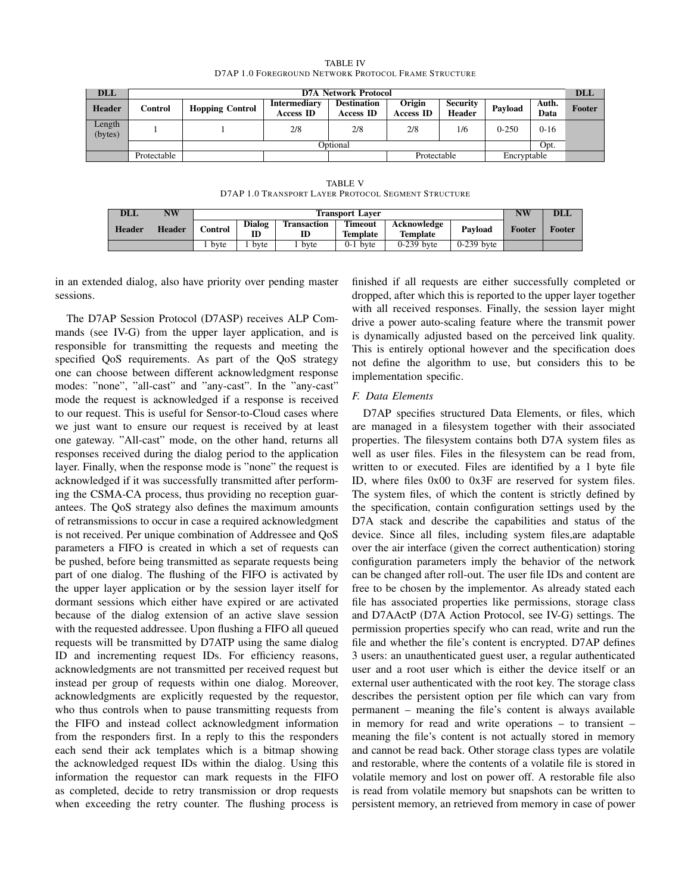TABLE IV
D7AP 1.0 FOREGROUND NETWORK PROTOCOL FRAME STRUCTURE

| DLL | D7A Network Protocol | | | | | | | | DLL |
|---|---|---|---|---|---|---|---|---|---|
| Header | Control | Hopping Control | Intermediary Access ID | Destination Access ID | Origin Access ID | Security Header | Payload | Auth. Data | Footer |
| Length (bytes) | 1 | 1 | 2/8 | 2/8 | 2/8 | 1/6 | 0-250 | 0-16 | |
| | | Optional | | | | | | Opt. | |
| | Protectable | | | | Protectable | | Encryptable | | |

TABLE V
D7AP 1.0 TRANSPORT LAYER PROTOCOL SEGMENT STRUCTURE

| DLL | NW | Transport Layer | | | | | | NW | DLL |
|---|---|---|---|---|---|---|---|---|---|
| Header | Header | Control | Dialog ID | Transaction ID | Timeout Template | Acknowledge Template | Payload | Footer | Footer |
| | | 1 byte | 1 byte | 1 byte | 0-1 byte | 0-239 byte | 0-239 byte | | |

in an extended dialog, also have priority over pending master sessions.

The D7AP Session Protocol (D7ASP) receives ALP Commands (see IV-G) from the upper layer application, and is responsible for transmitting the requests and meeting the specified QoS requirements. As part of the QoS strategy one can choose between different acknowledgment response modes: "none", "all-cast" and "any-cast". In the "any-cast" mode the request is acknowledged if a response is received to our request. This is useful for Sensor-to-Cloud cases where we just want to ensure our request is received by at least one gateway. "All-cast" mode, on the other hand, returns all responses received during the dialog period to the application layer. Finally, when the response mode is "none" the request is acknowledged if it was successfully transmitted after performing the CSMA-CA process, thus providing no reception guarantees. The QoS strategy also defines the maximum amounts of retransmissions to occur in case a required acknowledgment is not received. Per unique combination of Addressee and QoS parameters a FIFO is created in which a set of requests can be pushed, before being transmitted as separate requests being part of one dialog. The flushing of the FIFO is activated by the upper layer application or by the session layer itself for dormant sessions which either have expired or are activated because of the dialog extension of an active slave session with the requested addressee. Upon flushing a FIFO all queued requests will be transmitted by D7ATP using the same dialog ID and incrementing request IDs. For efficiency reasons, acknowledgments are not transmitted per received request but instead per group of requests within one dialog. Moreover, acknowledgments are explicitly requested by the requestor, who thus controls when to pause transmitting requests from the FIFO and instead collect acknowledgment information from the responders first. In a reply to this the responders each send their ack templates which is a bitmap showing the acknowledged request IDs within the dialog. Using this information the requestor can mark requests in the FIFO as completed, decide to retry transmission or drop requests when exceeding the retry counter. The flushing process is finished if all requests are either successfully completed or dropped, after which this is reported to the upper layer together with all received responses. Finally, the session layer might drive a power auto-scaling feature where the transmit power is dynamically adjusted based on the perceived link quality. This is entirely optional however and the specification does not define the algorithm to use, but considers this to be implementation specific.

### F. Data Elements

D7AP specifies structured Data Elements, or files, which are managed in a filesystem together with their associated properties. The filesystem contains both D7A system files as well as user files. Files in the filesystem can be read from, written to or executed. Files are identified by a 1 byte file ID, where files 0x00 to 0x3F are reserved for system files. The system files, of which the content is strictly defined by the specification, contain configuration settings used by the D7A stack and describe the capabilities and status of the device. Since all files, including system files,are adaptable over the air interface (given the correct authentication) storing configuration parameters imply the behavior of the network can be changed after roll-out. The user file IDs and content are free to be chosen by the implementor. As already stated each file has associated properties like permissions, storage class and D7AActP (D7A Action Protocol, see IV-G) settings. The permission properties specify who can read, write and run the file and whether the file's content is encrypted. D7AP defines 3 users: an unauthenticated guest user, a regular authenticated user and a root user which is either the device itself or an external user authenticated with the root key. The storage class describes the persistent option per file which can vary from permanent – meaning the file's content is always available in memory for read and write operations – to transient – meaning the file's content is not actually stored in memory and cannot be read back. Other storage class types are volatile and restorable, where the contents of a volatile file is stored in volatile memory and lost on power off. A restorable file also is read from volatile memory but snapshots can be written to persistent memory, an retrieved from memory in case of power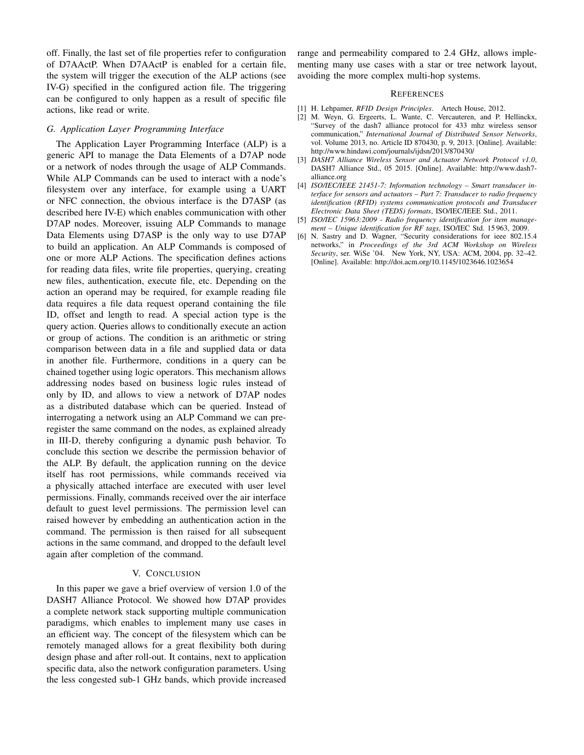off. Finally, the last set of file properties refer to configuration of D7AActP. When D7AActP is enabled for a certain file, the system will trigger the execution of the ALP actions (see IV-G) specified in the configured action file. The triggering can be configured to only happen as a result of specific file actions, like read or write.

### *G. Application Layer Programming Interface*

The Application Layer Programming Interface (ALP) is a generic API to manage the Data Elements of a D7AP node or a network of nodes through the usage of ALP Commands. While ALP Commands can be used to interact with a node's filesystem over any interface, for example using a UART or NFC connection, the obvious interface is the D7ASP (as described here IV-E) which enables communication with other D7AP nodes. Moreover, issuing ALP Commands to manage Data Elements using D7ASP is the only way to use D7AP to build an application. An ALP Commands is composed of one or more ALP Actions. The specification defines actions for reading data files, write file properties, querying, creating new files, authentication, execute file, etc. Depending on the action an operand may be required, for example reading file data requires a file data request operand containing the file ID, offset and length to read. A special action type is the query action. Queries allows to conditionally execute an action or group of actions. The condition is an arithmetic or string comparison between data in a file and supplied data or data in another file. Furthermore, conditions in a query can be chained together using logic operators. This mechanism allows addressing nodes based on business logic rules instead of only by ID, and allows to view a network of D7AP nodes as a distributed database which can be queried. Instead of interrogating a network using an ALP Command we can pre-register the same command on the nodes, as explained already in III-D, thereby configuring a dynamic push behavior. To conclude this section we describe the permission behavior of the ALP. By default, the application running on the device itself has root permissions, while commands received via a physically attached interface are executed with user level permissions. Finally, commands received over the air interface default to guest level permissions. The permission level can raised however by embedding an authentication action in the command. The permission is then raised for all subsequent actions in the same command, and dropped to the default level again after completion of the command.

## V. Conclusion

In this paper we gave a brief overview of version 1.0 of the DASH7 Alliance Protocol. We showed how D7AP provides a complete network stack supporting multiple communication paradigms, which enables to implement many use cases in an efficient way. The concept of the filesystem which can be remotely managed allows for a great flexibility both during design phase and after roll-out. It contains, next to application specific data, also the network configuration parameters. Using the less congested sub-1 GHz bands, which provide increased range and permeability compared to 2.4 GHz, allows implementing many use cases with a star or tree network layout, avoiding the more complex multi-hop systems.

## References

[1] H. Lehpamer, *RFID Design Principles*. Artech House, 2012.

[2] M. Weyn, G. Ergeerts, L. Wante, C. Vercauteren, and P. Hellinckx, "Survey of the dash7 alliance protocol for 433 mhz wireless sensor communication," *International Journal of Distributed Sensor Networks*, vol. Volume 2013, no. Article ID 870430, p. 9, 2013. [Online]. Available: http://www.hindawi.com/journals/ijdsn/2013/870430/

[3] *DASH7 Alliance Wireless Sensor and Actuator Network Protocol v1.0*, DASH7 Alliance Std., 05 2015. [Online]. Available: http://www.dash7-alliance.org

[4] *ISO/IEC/IEEE 21451-7: Information technology – Smart transducer interface for sensors and actuators – Part 7: Transducer to radio frequency identification (RFID) systems communication protocols and Transducer Electronic Data Sheet (TEDS) formats*, ISO/IEC/IEEE Std., 2011.

[5] *ISO/IEC 15963:2009 - Radio frequency identification for item management – Unique identification for RF tags*, ISO/IEC Std. 15 963, 2009.

[6] N. Sastry and D. Wagner, "Security considerations for ieee 802.15.4 networks," in *Proceedings of the 3rd ACM Workshop on Wireless Security*, ser. WiSe '04. New York, NY, USA: ACM, 2004, pp. 32–42. [Online]. Available: http://doi.acm.org/10.1145/1023646.1023654